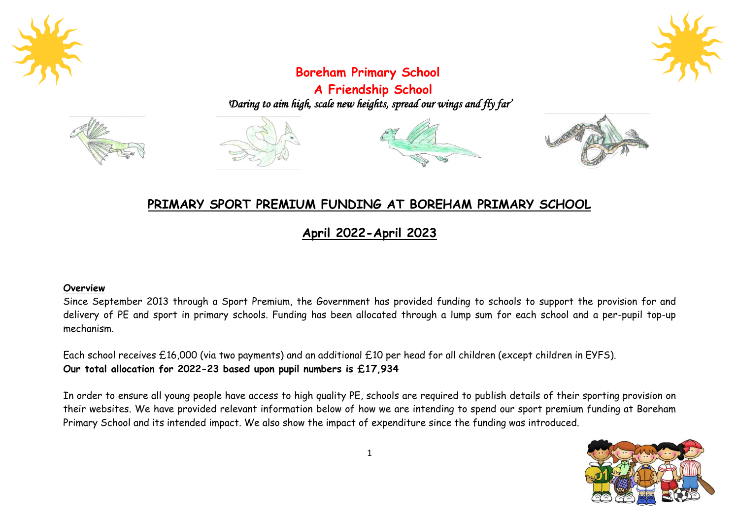# Boreham Primary School

## A Friendship School

*'Daring to aim high, scale new heights, spread our wings and fly far'*

## PRIMARY SPORT PREMIUM FUNDING AT BOREHAM PRIMARY SCHOOL

## April 2022-April 2023

**Overview**

Since September 2013 through a Sport Premium, the Government has provided funding to schools to support the provision for and delivery of PE and sport in primary schools. Funding has been allocated through a lump sum for each school and a per-pupil top-up mechanism.

Each school receives £16,000 (via two payments) and an additional £10 per head for all children (except children in EYFS).

**Our total allocation for 2022-23 based upon pupil numbers is £17,934**

In order to ensure all young people have access to high quality PE, schools are required to publish details of their sporting provision on their websites. We have provided relevant information below of how we are intending to spend our sport premium funding at Boreham Primary School and its intended impact. We also show the impact of expenditure since the funding was introduced.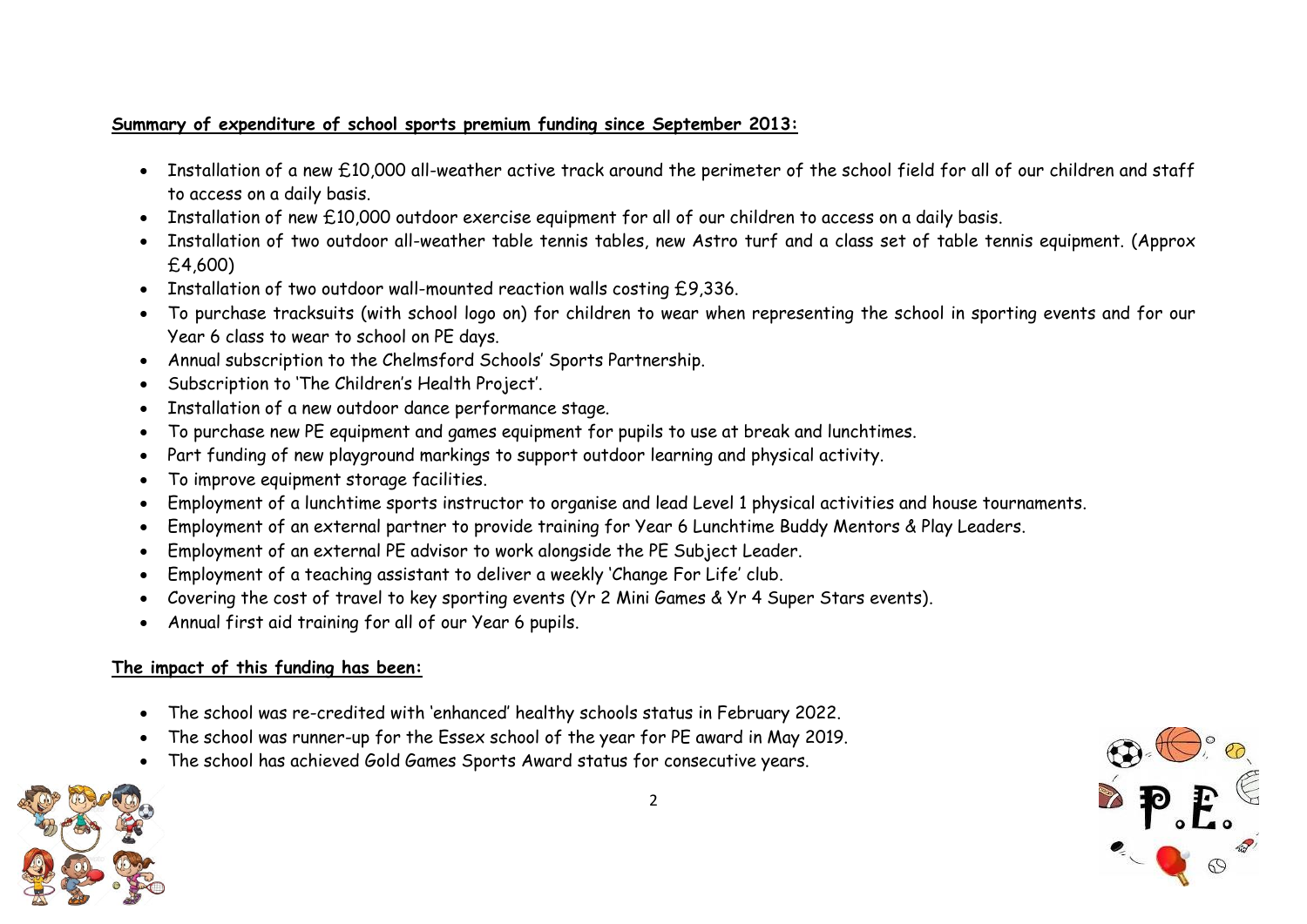**Summary of expenditure of school sports premium funding since September 2013:**

- Installation of a new £10,000 all-weather active track around the perimeter of the school field for all of our children and staff to access on a daily basis.
- Installation of new £10,000 outdoor exercise equipment for all of our children to access on a daily basis.
- Installation of two outdoor all-weather table tennis tables, new Astro turf and a class set of table tennis equipment. (Approx £4,600)
- Installation of two outdoor wall-mounted reaction walls costing £9,336.
- To purchase tracksuits (with school logo on) for children to wear when representing the school in sporting events and for our Year 6 class to wear to school on PE days.
- Annual subscription to the Chelmsford Schools' Sports Partnership.
- Subscription to 'The Children's Health Project'.
- Installation of a new outdoor dance performance stage.
- To purchase new PE equipment and games equipment for pupils to use at break and lunchtimes.
- Part funding of new playground markings to support outdoor learning and physical activity.
- To improve equipment storage facilities.
- Employment of a lunchtime sports instructor to organise and lead Level 1 physical activities and house tournaments.
- Employment of an external partner to provide training for Year 6 Lunchtime Buddy Mentors & Play Leaders.
- Employment of an external PE advisor to work alongside the PE Subject Leader.
- Employment of a teaching assistant to deliver a weekly 'Change For Life' club.
- Covering the cost of travel to key sporting events (Yr 2 Mini Games & Yr 4 Super Stars events).
- Annual first aid training for all of our Year 6 pupils.

**The impact of this funding has been:**

- The school was re-credited with 'enhanced' healthy schools status in February 2022.
- The school was runner-up for the Essex school of the year for PE award in May 2019.
- The school has achieved Gold Games Sports Award status for consecutive years.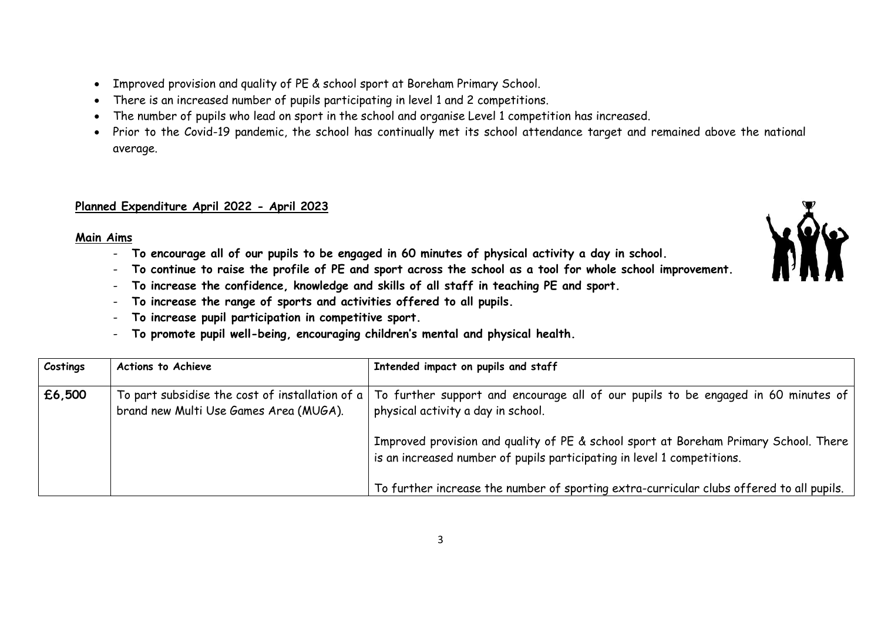- Improved provision and quality of PE & school sport at Boreham Primary School.
- There is an increased number of pupils participating in level 1 and 2 competitions.
- The number of pupils who lead on sport in the school and organise Level 1 competition has increased.
- Prior to the Covid-19 pandemic, the school has continually met its school attendance target and remained above the national average.

**Planned Expenditure April 2022 - April 2023**

**Main Aims**

- **To encourage all of our pupils to be engaged in 60 minutes of physical activity a day in school.**
- **To continue to raise the profile of PE and sport across the school as a tool for whole school improvement.**
- **To increase the confidence, knowledge and skills of all staff in teaching PE and sport.**
- **To increase the range of sports and activities offered to all pupils.**
- **To increase pupil participation in competitive sport.**
- **To promote pupil well-being, encouraging children's mental and physical health.**

| Costings | Actions to Achieve | Intended impact on pupils and staff |
|---|---|---|
| **£6,500** | To part subsidise the cost of installation of a brand new Multi Use Games Area (MUGA). | To further support and encourage all of our pupils to be engaged in 60 minutes of physical activity a day in school.<br><br>Improved provision and quality of PE & school sport at Boreham Primary School. There is an increased number of pupils participating in level 1 competitions.<br><br>To further increase the number of sporting extra-curricular clubs offered to all pupils. |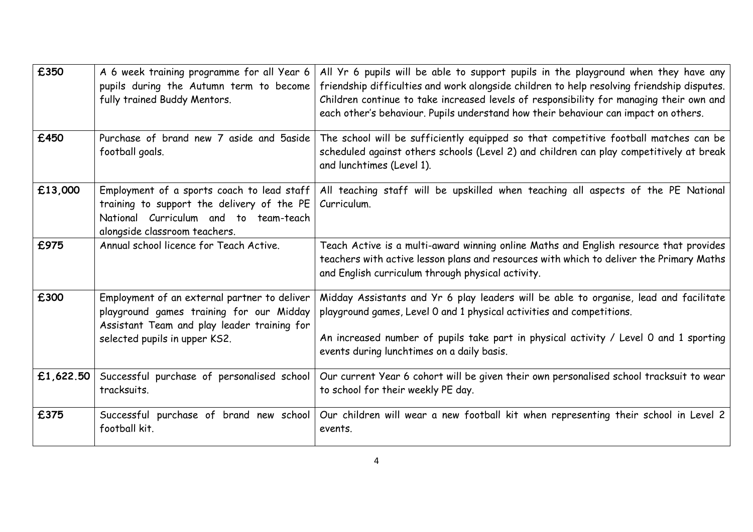| **£350** | A 6 week training programme for all Year 6 pupils during the Autumn term to become fully trained Buddy Mentors. | All Yr 6 pupils will be able to support pupils in the playground when they have any friendship difficulties and work alongside children to help resolving friendship disputes. Children continue to take increased levels of responsibility for managing their own and each other's behaviour. Pupils understand how their behaviour can impact on others. |
|---|---|---|
| **£450** | Purchase of brand new 7 aside and 5aside football goals. | The school will be sufficiently equipped so that competitive football matches can be scheduled against others schools (Level 2) and children can play competitively at break and lunchtimes (Level 1). |
| **£13,000** | Employment of a sports coach to lead staff training to support the delivery of the PE National Curriculum and to team-teach alongside classroom teachers. | All teaching staff will be upskilled when teaching all aspects of the PE National Curriculum. |
| **£975** | Annual school licence for Teach Active. | Teach Active is a multi-award winning online Maths and English resource that provides teachers with active lesson plans and resources with which to deliver the Primary Maths and English curriculum through physical activity. |
| **£300** | Employment of an external partner to deliver playground games training for our Midday Assistant Team and play leader training for selected pupils in upper KS2. | Midday Assistants and Yr 6 play leaders will be able to organise, lead and facilitate playground games, Level 0 and 1 physical activities and competitions.<br><br>An increased number of pupils take part in physical activity / Level 0 and 1 sporting events during lunchtimes on a daily basis. |
| **£1,622.50** | Successful purchase of personalised school tracksuits. | Our current Year 6 cohort will be given their own personalised school tracksuit to wear to school for their weekly PE day. |
| **£375** | Successful purchase of brand new school football kit. | Our children will wear a new football kit when representing their school in Level 2 events. |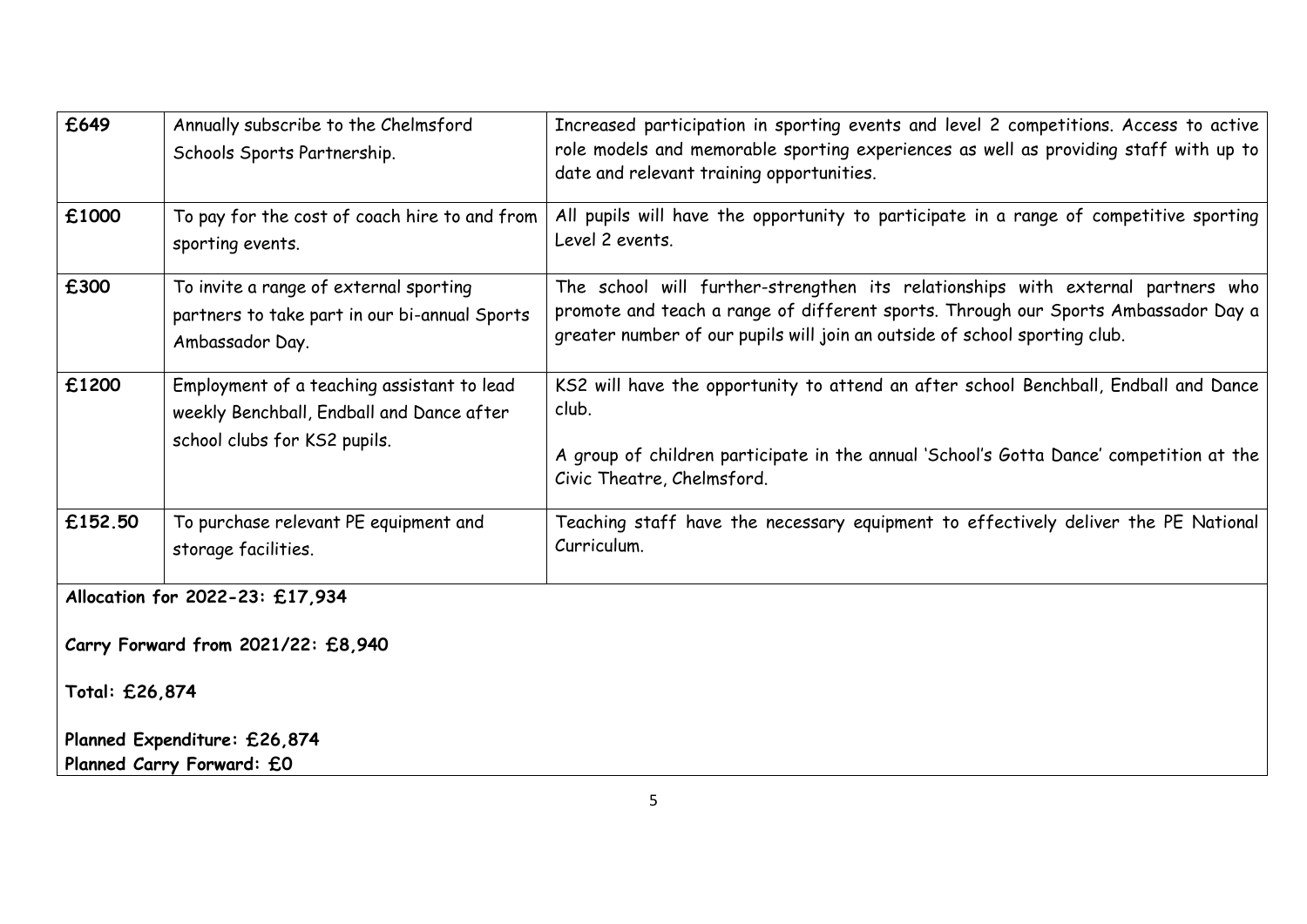| | | |
|---|---|---|
| **£649** | Annually subscribe to the Chelmsford Schools Sports Partnership. | Increased participation in sporting events and level 2 competitions. Access to active role models and memorable sporting experiences as well as providing staff with up to date and relevant training opportunities. |
| **£1000** | To pay for the cost of coach hire to and from sporting events. | All pupils will have the opportunity to participate in a range of competitive sporting Level 2 events. |
| **£300** | To invite a range of external sporting partners to take part in our bi-annual Sports Ambassador Day. | The school will further-strengthen its relationships with external partners who promote and teach a range of different sports. Through our Sports Ambassador Day a greater number of our pupils will join an outside of school sporting club. |
| **£1200** | Employment of a teaching assistant to lead weekly Benchball, Endball and Dance after school clubs for KS2 pupils. | KS2 will have the opportunity to attend an after school Benchball, Endball and Dance club.<br><br>A group of children participate in the annual 'School's Gotta Dance' competition at the Civic Theatre, Chelmsford. |
| **£152.50** | To purchase relevant PE equipment and storage facilities. | Teaching staff have the necessary equipment to effectively deliver the PE National Curriculum. |

**Allocation for 2022-23: £17,934**

**Carry Forward from 2021/22: £8,940**

**Total: £26,874**

**Planned Expenditure: £26,874**
**Planned Carry Forward: £0**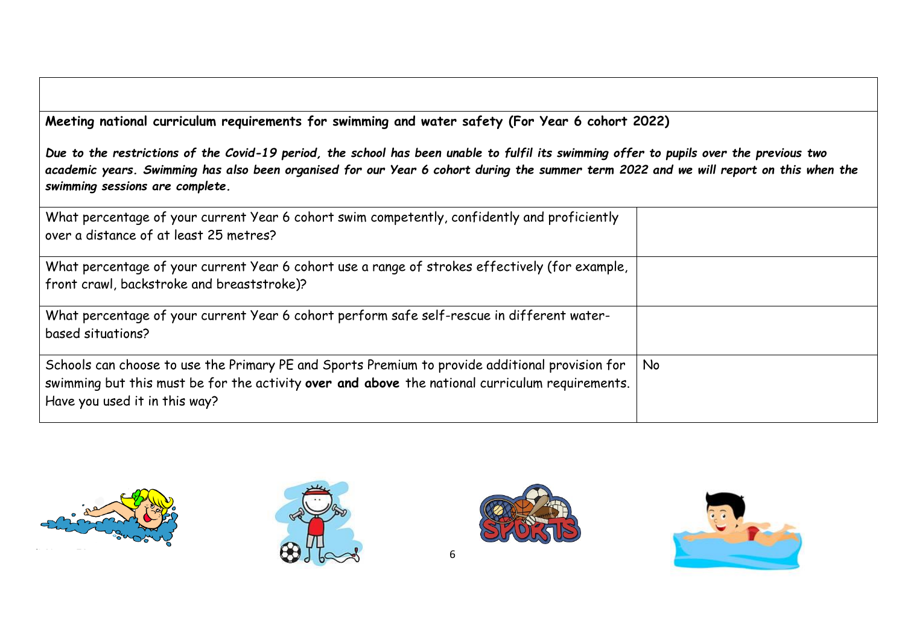**Meeting national curriculum requirements for swimming and water safety (For Year 6 cohort 2022)**

***Due to the restrictions of the Covid-19 period, the school has been unable to fulfil its swimming offer to pupils over the previous two academic years. Swimming has also been organised for our Year 6 cohort during the summer term 2022 and we will report on this when the swimming sessions are complete.***

| | |
|---|---|
| What percentage of your current Year 6 cohort swim competently, confidently and proficiently over a distance of at least 25 metres? | |
| What percentage of your current Year 6 cohort use a range of strokes effectively (for example, front crawl, backstroke and breaststroke)? | |
| What percentage of your current Year 6 cohort perform safe self-rescue in different water-based situations? | |
| Schools can choose to use the Primary PE and Sports Premium to provide additional provision for swimming but this must be for the activity **over and above** the national curriculum requirements. Have you used it in this way? | No |